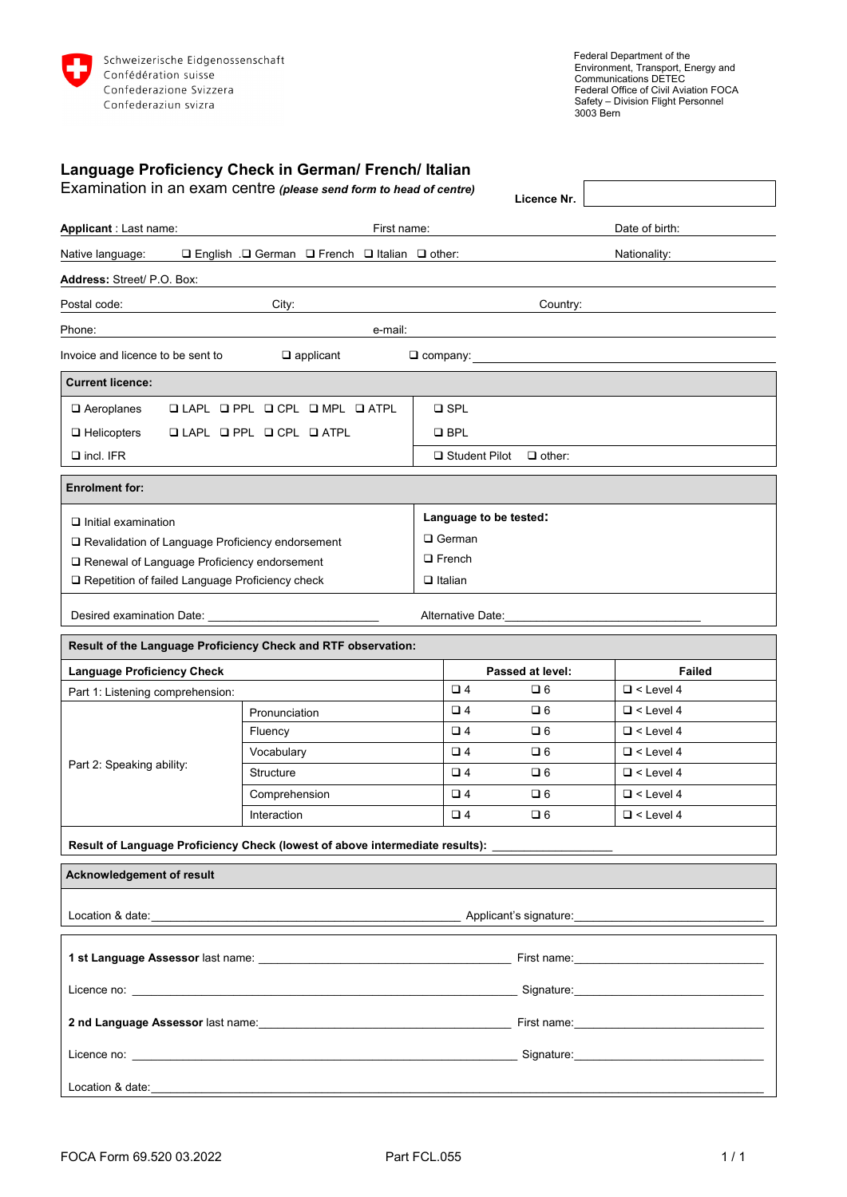Schweizerische Eidgenossenschaft
Confédération suisse
Confederazione Svizzera
Confederaziun svizra

Federal Department of the Environment, Transport, Energy and Communications DETEC
Federal Office of Civil Aviation FOCA
Safety – Division Flight Personnel
3003 Bern

# Language Proficiency Check in German/ French/ Italian

Examination in an exam centre *(please send form to head of centre)*

**Licence Nr.** ______________________

**Applicant** : Last name: ______________________ First name: ______________________ Date of birth: ______________________

Native language: ❑ English ❑ German ❑ French ❑ Italian ❑ other: ______________________ Nationality: ______________________

**Address:** Street/ P.O. Box: ______________________

Postal code: ______________________ City: ______________________ Country: ______________________

Phone: ______________________ e-mail: ______________________

Invoice and licence to be sent to ❑ applicant ❑ company: ______________________

| **Current licence:** | |
|---|---|
| ❑ Aeroplanes ❑ LAPL ❑ PPL ❑ CPL ❑ MPL ❑ ATPL | ❑ SPL |
| ❑ Helicopters ❑ LAPL ❑ PPL ❑ CPL ❑ ATPL | ❑ BPL |
| ❑ incl. IFR | ❑ Student Pilot ❑ other: |

| **Enrolment for:** | |
|---|---|
| ❑ Initial examination<br>❑ Revalidation of Language Proficiency endorsement<br>❑ Renewal of Language Proficiency endorsement<br>❑ Repetition of failed Language Proficiency check | **Language to be tested:**<br>❑ German<br>❑ French<br>❑ Italian |
| Desired examination Date: ______________________ | Alternative Date: ______________________ |

**Result of the Language Proficiency Check and RTF observation:**

| **Language Proficiency Check** | | **Passed at level:** | | **Failed** |
|---|---|---|---|---|
| Part 1: Listening comprehension: | | ❑ 4 | ❑ 6 | ❑ < Level 4 |
| Part 2: Speaking ability: | Pronunciation | ❑ 4 | ❑ 6 | ❑ < Level 4 |
| | Fluency | ❑ 4 | ❑ 6 | ❑ < Level 4 |
| | Vocabulary | ❑ 4 | ❑ 6 | ❑ < Level 4 |
| | Structure | ❑ 4 | ❑ 6 | ❑ < Level 4 |
| | Comprehension | ❑ 4 | ❑ 6 | ❑ < Level 4 |
| | Interaction | ❑ 4 | ❑ 6 | ❑ < Level 4 |

**Result of Language Proficiency Check (lowest of above intermediate results):** ______________________

**Acknowledgement of result**

Location & date: ______________________ Applicant's signature: ______________________

**1 st Language Assessor** last name: ______________________ First name: ______________________

Licence no: ______________________ Signature: ______________________

**2 nd Language Assessor** last name: ______________________ First name: ______________________

Licence no: ______________________ Signature: ______________________

Location & date: ______________________

FOCA Form 69.520 03.2022 Part FCL.055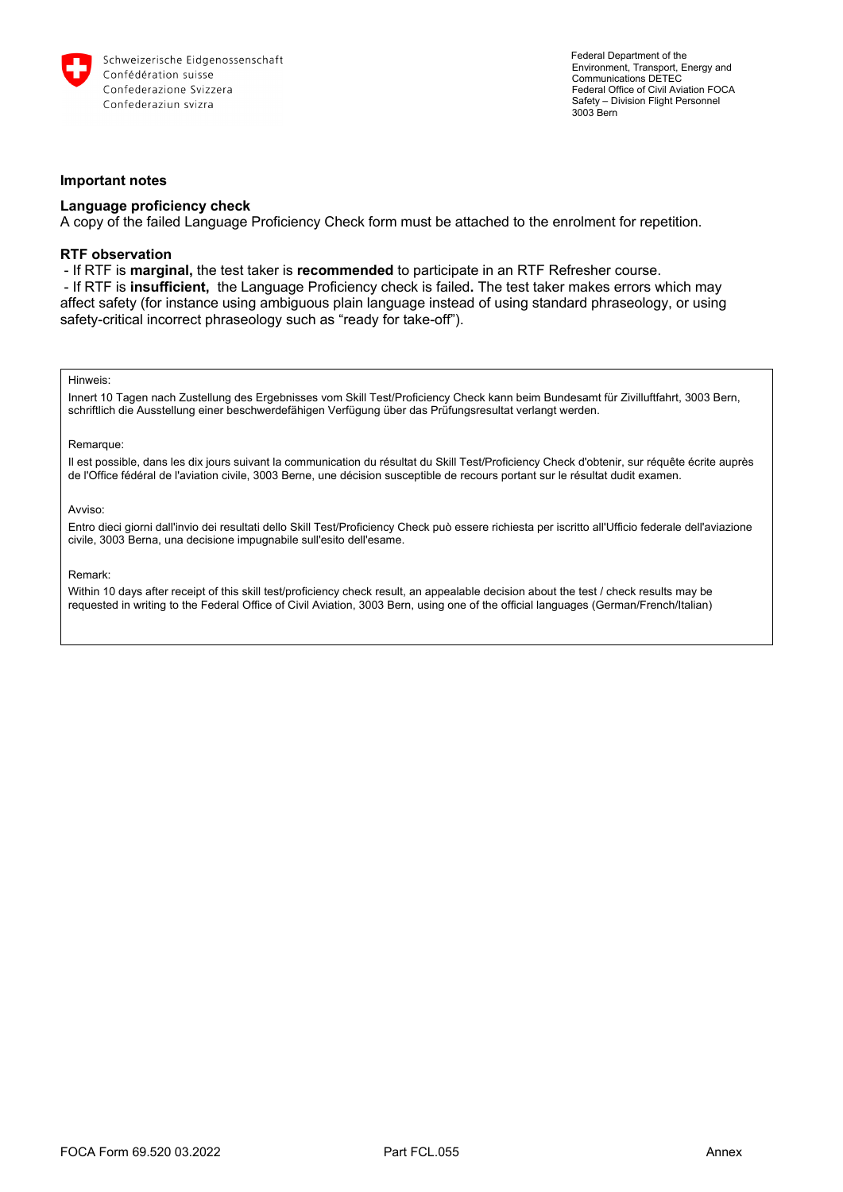Federal Department of the Environment, Transport, Energy and Communications DETEC
Federal Office of Civil Aviation FOCA
Safety – Division Flight Personnel
3003 Bern

## Important notes

### Language proficiency check

A copy of the failed Language Proficiency Check form must be attached to the enrolment for repetition.

### RTF observation

- If RTF is **marginal,** the test taker is **recommended** to participate in an RTF Refresher course.
- If RTF is **insufficient,** the Language Proficiency check is failed. The test taker makes errors which may affect safety (for instance using ambiguous plain language instead of using standard phraseology, or using safety-critical incorrect phraseology such as "ready for take-off").

Hinweis:

Innert 10 Tagen nach Zustellung des Ergebnisses vom Skill Test/Proficiency Check kann beim Bundesamt für Zivilluftfahrt, 3003 Bern, schriftlich die Ausstellung einer beschwerdefähigen Verfügung über das Prüfungsresultat verlangt werden.

Remarque:

Il est possible, dans les dix jours suivant la communication du résultat du Skill Test/Proficiency Check d'obtenir, sur réquête écrite auprès de l'Office fédéral de l'aviation civile, 3003 Berne, une décision susceptible de recours portant sur le résultat dudit examen.

Avviso:

Entro dieci giorni dall'invio dei resultati dello Skill Test/Proficiency Check può essere richiesta per iscritto all'Ufficio federale dell'aviazione civile, 3003 Berna, una decisione impugnabile sull'esito dell'esame.

Remark:

Within 10 days after receipt of this skill test/proficiency check result, an appealable decision about the test / check results may be requested in writing to the Federal Office of Civil Aviation, 3003 Bern, using one of the official languages (German/French/Italian)